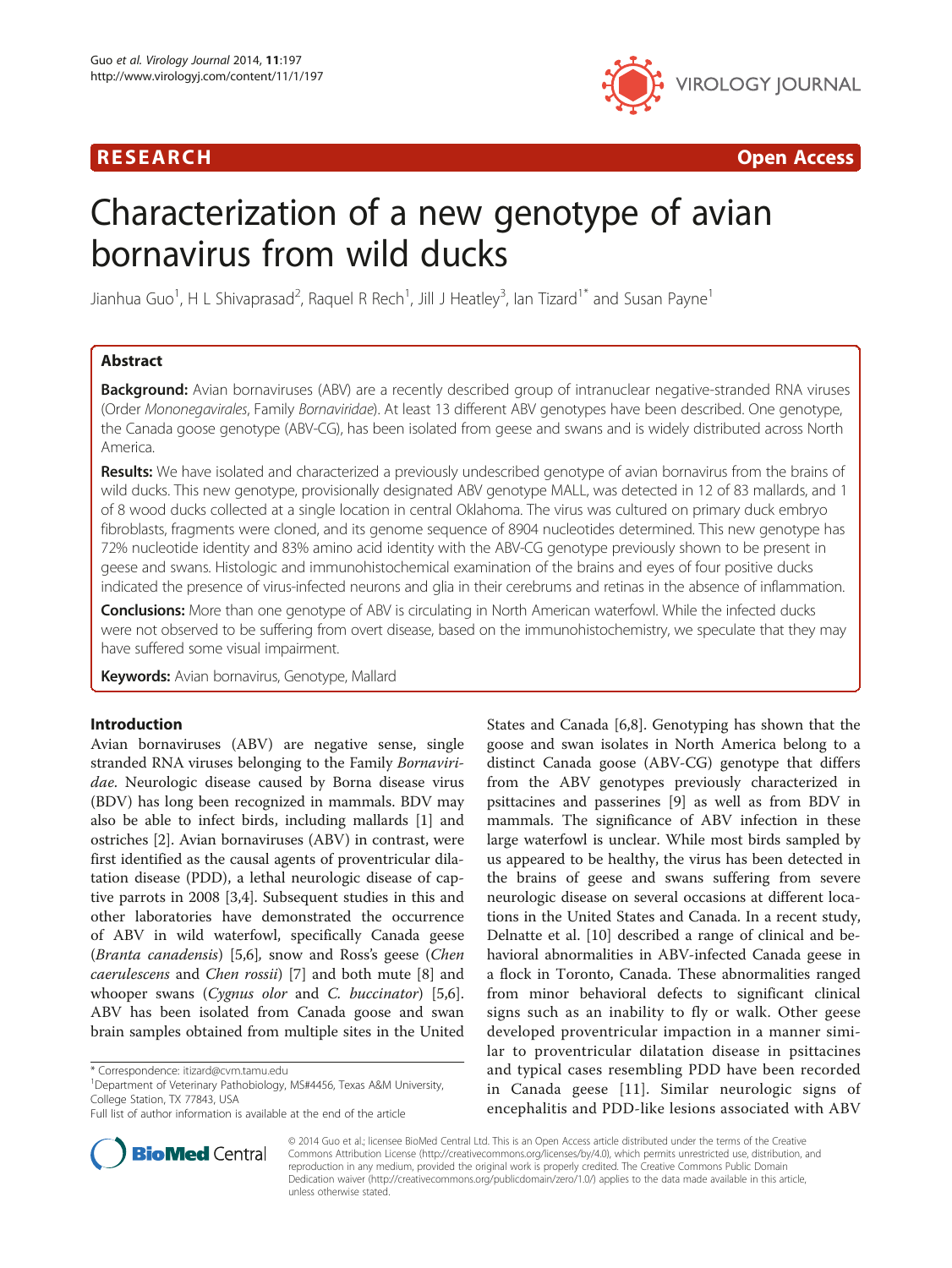RESEARCH Open Access

# Characterization of a new genotype of avian bornavirus from wild ducks

Jianhua Guo[1], H L Shivaprasad[2], Raquel R Rech[1], Jill J Heatley[3], Ian Tizard[1*] and Susan Payne[1]

## Abstract

**Background:** Avian bornaviruses (ABV) are a recently described group of intranuclear negative-stranded RNA viruses (Order *Mononegavirales*, Family *Bornaviridae*). At least 13 different ABV genotypes have been described. One genotype, the Canada goose genotype (ABV-CG), has been isolated from geese and swans and is widely distributed across North America.

**Results:** We have isolated and characterized a previously undescribed genotype of avian bornavirus from the brains of wild ducks. This new genotype, provisionally designated ABV genotype MALL, was detected in 12 of 83 mallards, and 1 of 8 wood ducks collected at a single location in central Oklahoma. The virus was cultured on primary duck embryo fibroblasts, fragments were cloned, and its genome sequence of 8904 nucleotides determined. This new genotype has 72% nucleotide identity and 83% amino acid identity with the ABV-CG genotype previously shown to be present in geese and swans. Histologic and immunohistochemical examination of the brains and eyes of four positive ducks indicated the presence of virus-infected neurons and glia in their cerebrums and retinas in the absence of inflammation.

**Conclusions:** More than one genotype of ABV is circulating in North American waterfowl. While the infected ducks were not observed to be suffering from overt disease, based on the immunohistochemistry, we speculate that they may have suffered some visual impairment.

**Keywords:** Avian bornavirus, Genotype, Mallard

## Introduction

Avian bornaviruses (ABV) are negative sense, single stranded RNA viruses belonging to the Family *Bornaviridae*. Neurologic disease caused by Borna disease virus (BDV) has long been recognized in mammals. BDV may also be able to infect birds, including mallards [1] and ostriches [2]. Avian bornaviruses (ABV) in contrast, were first identified as the causal agents of proventricular dilatation disease (PDD), a lethal neurologic disease of captive parrots in 2008 [3,4]. Subsequent studies in this and other laboratories have demonstrated the occurrence of ABV in wild waterfowl, specifically Canada geese (*Branta canadensis*) [5,6], snow and Ross's geese (*Chen caerulescens* and *Chen rossii*) [7] and both mute [8] and whooper swans (*Cygnus olor* and *C. buccinator*) [5,6]. ABV has been isolated from Canada goose and swan brain samples obtained from multiple sites in the United States and Canada [6,8]. Genotyping has shown that the goose and swan isolates in North America belong to a distinct Canada goose (ABV-CG) genotype that differs from the ABV genotypes previously characterized in psittacines and passerines [9] as well as from BDV in mammals. The significance of ABV infection in these large waterfowl is unclear. While most birds sampled by us appeared to be healthy, the virus has been detected in the brains of geese and swans suffering from severe neurologic disease on several occasions at different locations in the United States and Canada. In a recent study, Delnatte et al. [10] described a range of clinical and behavioral abnormalities in ABV-infected Canada geese in a flock in Toronto, Canada. These abnormalities ranged from minor behavioral defects to significant clinical signs such as an inability to fly or walk. Other geese developed proventricular impaction in a manner similar to proventricular dilatation disease in psittacines and typical cases resembling PDD have been recorded in Canada geese [11]. Similar neurologic signs of encephalitis and PDD-like lesions associated with ABV

\* Correspondence: itizard@cvm.tamu.edu
[1]Department of Veterinary Pathobiology, MS#4456, Texas A&M University, College Station, TX 77843, USA
Full list of author information is available at the end of the article

© 2014 Guo et al.; licensee BioMed Central Ltd. This is an Open Access article distributed under the terms of the Creative Commons Attribution License (http://creativecommons.org/licenses/by/4.0), which permits unrestricted use, distribution, and reproduction in any medium, provided the original work is properly credited. The Creative Commons Public Domain Dedication waiver (http://creativecommons.org/publicdomain/zero/1.0/) applies to the data made available in this article, unless otherwise stated.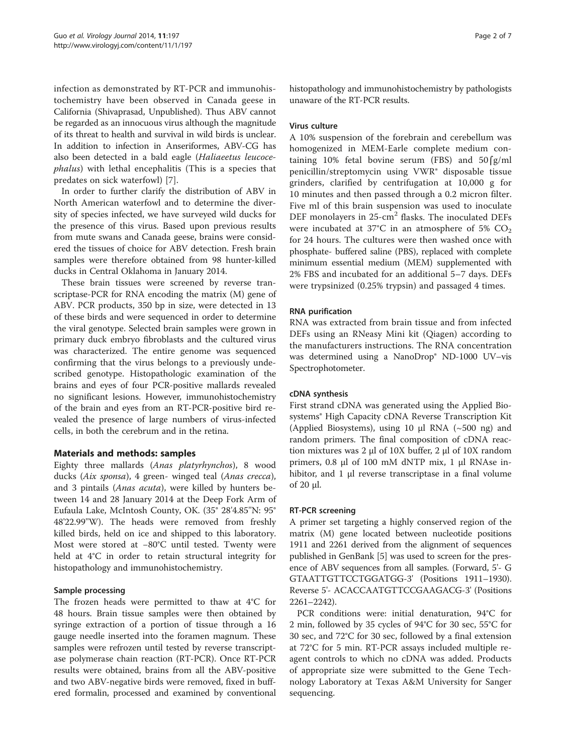infection as demonstrated by RT-PCR and immunohistochemistry have been observed in Canada geese in California (Shivaprasad, Unpublished). Thus ABV cannot be regarded as an innocuous virus although the magnitude of its threat to health and survival in wild birds is unclear. In addition to infection in Anseriformes, ABV-CG has also been detected in a bald eagle (*Haliaeetus leucocephalus*) with lethal encephalitis (This is a species that predates on sick waterfowl) [7].

In order to further clarify the distribution of ABV in North American waterfowl and to determine the diversity of species infected, we have surveyed wild ducks for the presence of this virus. Based upon previous results from mute swans and Canada geese, brains were considered the tissues of choice for ABV detection. Fresh brain samples were therefore obtained from 98 hunter-killed ducks in Central Oklahoma in January 2014.

These brain tissues were screened by reverse transcriptase-PCR for RNA encoding the matrix (M) gene of ABV. PCR products, 350 bp in size, were detected in 13 of these birds and were sequenced in order to determine the viral genotype. Selected brain samples were grown in primary duck embryo fibroblasts and the cultured virus was characterized. The entire genome was sequenced confirming that the virus belongs to a previously undescribed genotype. Histopathologic examination of the brains and eyes of four PCR-positive mallards revealed no significant lesions. However, immunohistochemistry of the brain and eyes from an RT-PCR-positive bird revealed the presence of large numbers of virus-infected cells, in both the cerebrum and in the retina.

## Materials and methods: samples

Eighty three mallards (*Anas platyrhynchos*), 8 wood ducks (*Aix sponsa*), 4 green- winged teal (*Anas crecca*), and 3 pintails (*Anas acuta*), were killed by hunters between 14 and 28 January 2014 at the Deep Fork Arm of Eufaula Lake, McIntosh County, OK. (35° 28'4.85"N: 95° 48'22.99"W). The heads were removed from freshly killed birds, held on ice and shipped to this laboratory. Most were stored at −80°C until tested. Twenty were held at 4°C in order to retain structural integrity for histopathology and immunohistochemistry.

### Sample processing

The frozen heads were permitted to thaw at 4°C for 48 hours. Brain tissue samples were then obtained by syringe extraction of a portion of tissue through a 16 gauge needle inserted into the foramen magnum. These samples were refrozen until tested by reverse transcriptase polymerase chain reaction (RT-PCR). Once RT-PCR results were obtained, brains from all the ABV-positive and two ABV-negative birds were removed, fixed in buffered formalin, processed and examined by conventional histopathology and immunohistochemistry by pathologists unaware of the RT-PCR results.

### Virus culture

A 10% suspension of the forebrain and cerebellum was homogenized in MEM-Earle complete medium containing 10% fetal bovine serum (FBS) and 50⌠g/ml penicillin/streptomycin using VWR® disposable tissue grinders, clarified by centrifugation at 10,000 g for 10 minutes and then passed through a 0.2 micron filter. Five ml of this brain suspension was used to inoculate DEF monolayers in 25-cm$^2$ flasks. The inoculated DEFs were incubated at 37°C in an atmosphere of 5% $CO_2$ for 24 hours. The cultures were then washed once with phosphate- buffered saline (PBS), replaced with complete minimum essential medium (MEM) supplemented with 2% FBS and incubated for an additional 5–7 days. DEFs were trypsinized (0.25% trypsin) and passaged 4 times.

### RNA purification

RNA was extracted from brain tissue and from infected DEFs using an RNeasy Mini kit (Qiagen) according to the manufacturers instructions. The RNA concentration was determined using a NanoDrop® ND-1000 UV–vis Spectrophotometer.

### cDNA synthesis

First strand cDNA was generated using the Applied Biosystems® High Capacity cDNA Reverse Transcription Kit (Applied Biosystems), using 10 μl RNA (~500 ng) and random primers. The final composition of cDNA reaction mixtures was 2 μl of 10X buffer, 2 μl of 10X random primers, 0.8 μl of 100 mM dNTP mix, 1 μl RNAse inhibitor, and 1 μl reverse transcriptase in a final volume of 20 μl.

### RT-PCR screening

A primer set targeting a highly conserved region of the matrix (M) gene located between nucleotide positions 1911 and 2261 derived from the alignment of sequences published in GenBank [5] was used to screen for the presence of ABV sequences from all samples. (Forward, 5'- G GTAATTGTTCCTGGATGG-3' (Positions 1911–1930). Reverse 5'- ACACCAATGTTCCGAAGACG-3' (Positions 2261–2242).

PCR conditions were: initial denaturation, 94°C for 2 min, followed by 35 cycles of 94°C for 30 sec, 55°C for 30 sec, and 72°C for 30 sec, followed by a final extension at 72°C for 5 min. RT-PCR assays included multiple reagent controls to which no cDNA was added. Products of appropriate size were submitted to the Gene Technology Laboratory at Texas A&M University for Sanger sequencing.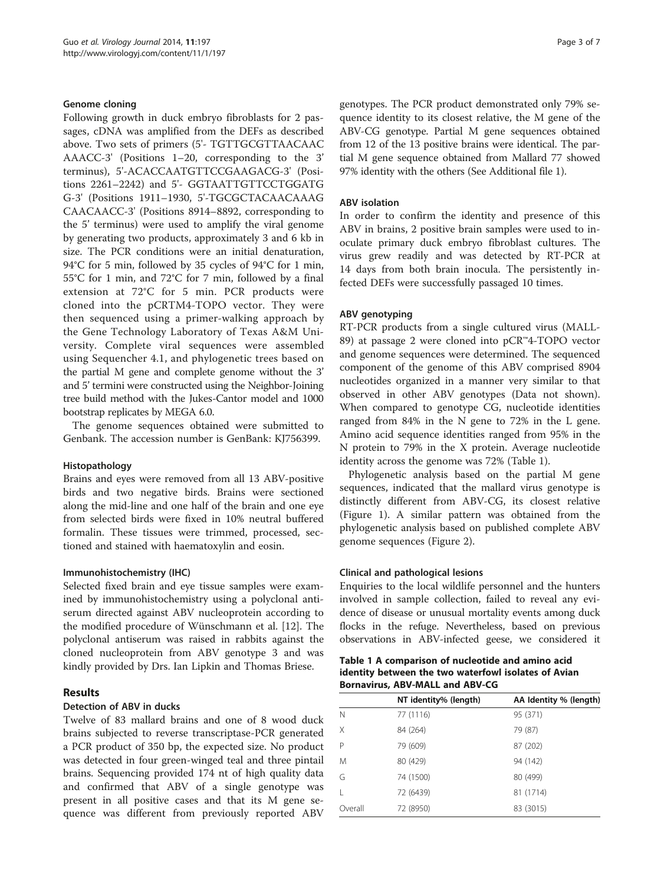### Genome cloning

Following growth in duck embryo fibroblasts for 2 passages, cDNA was amplified from the DEFs as described above. Two sets of primers (5'- TGTTGCGTTAACAAC AAACC-3' (Positions 1–20, corresponding to the 3' terminus), 5'-ACACCAATGTTCCGAAGACG-3' (Positions 2261–2242) and 5'- GGTAATTGTTCCTGGATG G-3' (Positions 1911–1930, 5'-TGCGCTACAACAAAG CAACAACC-3' (Positions 8914–8892, corresponding to the 5' terminus) were used to amplify the viral genome by generating two products, approximately 3 and 6 kb in size. The PCR conditions were an initial denaturation, 94°C for 5 min, followed by 35 cycles of 94°C for 1 min, 55°C for 1 min, and 72°C for 7 min, followed by a final extension at 72°C for 5 min. PCR products were cloned into the pCRTM4-TOPO vector. They were then sequenced using a primer-walking approach by the Gene Technology Laboratory of Texas A&M University. Complete viral sequences were assembled using Sequencher 4.1, and phylogenetic trees based on the partial M gene and complete genome without the 3' and 5' termini were constructed using the Neighbor-Joining tree build method with the Jukes-Cantor model and 1000 bootstrap replicates by MEGA 6.0.

The genome sequences obtained were submitted to Genbank. The accession number is GenBank: KJ756399.

### Histopathology

Brains and eyes were removed from all 13 ABV-positive birds and two negative birds. Brains were sectioned along the mid-line and one half of the brain and one eye from selected birds were fixed in 10% neutral buffered formalin. These tissues were trimmed, processed, sectioned and stained with haematoxylin and eosin.

### Immunohistochemistry (IHC)

Selected fixed brain and eye tissue samples were examined by immunohistochemistry using a polyclonal antiserum directed against ABV nucleoprotein according to the modified procedure of Wünschmann et al. [12]. The polyclonal antiserum was raised in rabbits against the cloned nucleoprotein from ABV genotype 3 and was kindly provided by Drs. Ian Lipkin and Thomas Briese.

## Results

### Detection of ABV in ducks

Twelve of 83 mallard brains and one of 8 wood duck brains subjected to reverse transcriptase-PCR generated a PCR product of 350 bp, the expected size. No product was detected in four green-winged teal and three pintail brains. Sequencing provided 174 nt of high quality data and confirmed that ABV of a single genotype was present in all positive cases and that its M gene sequence was different from previously reported ABV genotypes. The PCR product demonstrated only 79% sequence identity to its closest relative, the M gene of the ABV-CG genotype. Partial M gene sequences obtained from 12 of the 13 positive brains were identical. The partial M gene sequence obtained from Mallard 77 showed 97% identity with the others (See Additional file 1).

### ABV isolation

In order to confirm the identity and presence of this ABV in brains, 2 positive brain samples were used to inoculate primary duck embryo fibroblast cultures. The virus grew readily and was detected by RT-PCR at 14 days from both brain inocula. The persistently infected DEFs were successfully passaged 10 times.

### ABV genotyping

RT-PCR products from a single cultured virus (MALL-89) at passage 2 were cloned into pCR™4-TOPO vector and genome sequences were determined. The sequenced component of the genome of this ABV comprised 8904 nucleotides organized in a manner very similar to that observed in other ABV genotypes (Data not shown). When compared to genotype CG, nucleotide identities ranged from 84% in the N gene to 72% in the L gene. Amino acid sequence identities ranged from 95% in the N protein to 79% in the X protein. Average nucleotide identity across the genome was 72% (Table 1).

Phylogenetic analysis based on the partial M gene sequences, indicated that the mallard virus genotype is distinctly different from ABV-CG, its closest relative (Figure 1). A similar pattern was obtained from the phylogenetic analysis based on published complete ABV genome sequences (Figure 2).

### Clinical and pathological lesions

Enquiries to the local wildlife personnel and the hunters involved in sample collection, failed to reveal any evidence of disease or unusual mortality events among duck flocks in the refuge. Nevertheless, based on previous observations in ABV-infected geese, we considered it

**Table 1 A comparison of nucleotide and amino acid identity between the two waterfowl isolates of Avian Bornavirus, ABV-MALL and ABV-CG**

| | NT identity% (length) | AA Identity % (length) |
|---|---|---|
| N | 77 (1116) | 95 (371) |
| X | 84 (264) | 79 (87) |
| P | 79 (609) | 87 (202) |
| M | 80 (429) | 94 (142) |
| G | 74 (1500) | 80 (499) |
| L | 72 (6439) | 81 (1714) |
| Overall | 72 (8950) | 83 (3015) |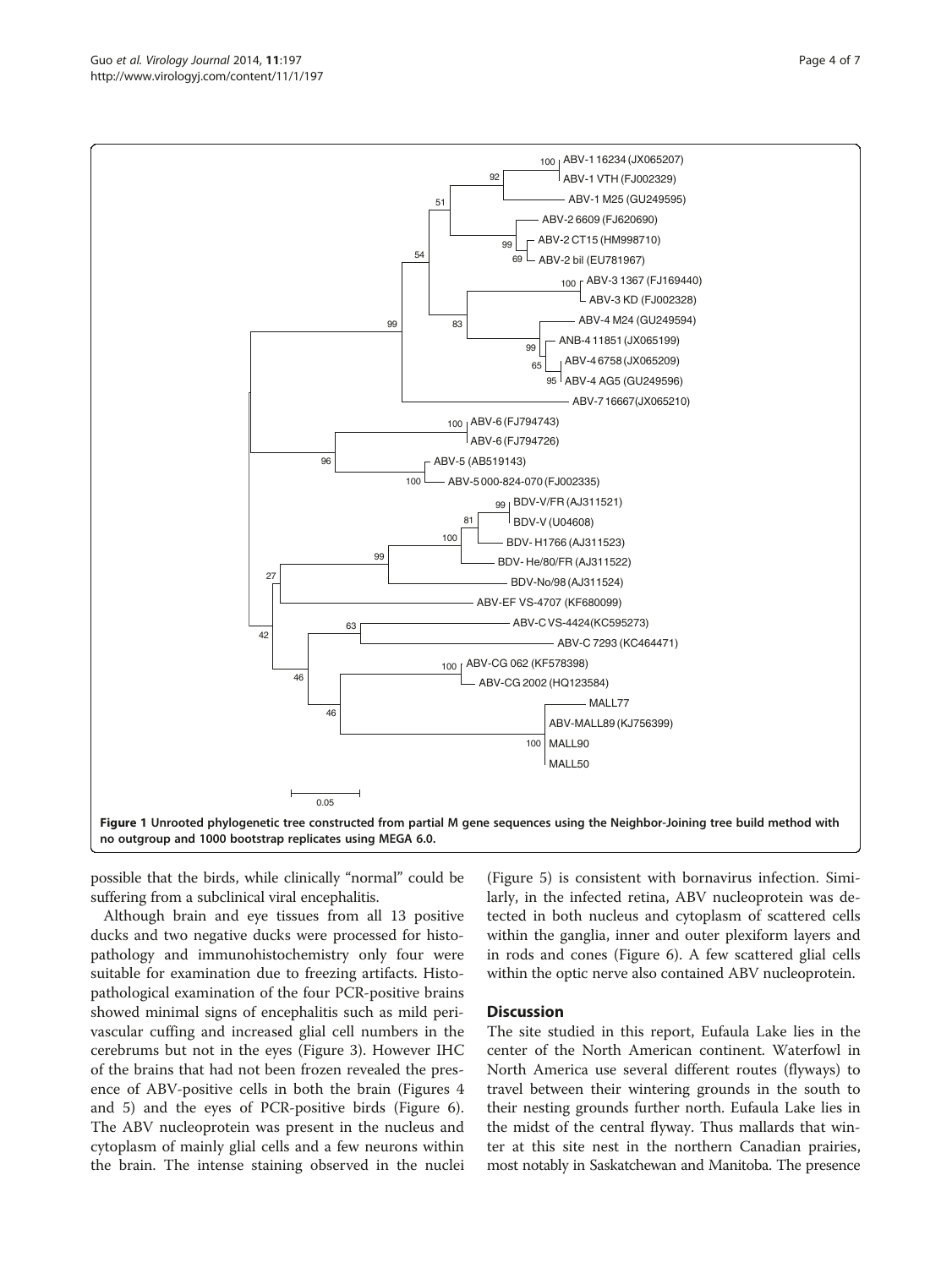Figure 1 Unrooted phylogenetic tree constructed from partial M gene sequences using the Neighbor-Joining tree build method with no outgroup and 1000 bootstrap replicates using MEGA 6.0.

possible that the birds, while clinically "normal" could be suffering from a subclinical viral encephalitis.

Although brain and eye tissues from all 13 positive ducks and two negative ducks were processed for histopathology and immunohistochemistry only four were suitable for examination due to freezing artifacts. Histopathological examination of the four PCR-positive brains showed minimal signs of encephalitis such as mild perivascular cuffing and increased glial cell numbers in the cerebrums but not in the eyes (Figure 3). However IHC of the brains that had not been frozen revealed the presence of ABV-positive cells in both the brain (Figures 4 and 5) and the eyes of PCR-positive birds (Figure 6). The ABV nucleoprotein was present in the nucleus and cytoplasm of mainly glial cells and a few neurons within the brain. The intense staining observed in the nuclei (Figure 5) is consistent with bornavirus infection. Similarly, in the infected retina, ABV nucleoprotein was detected in both nucleus and cytoplasm of scattered cells within the ganglia, inner and outer plexiform layers and in rods and cones (Figure 6). A few scattered glial cells within the optic nerve also contained ABV nucleoprotein.

## Discussion

The site studied in this report, Eufaula Lake lies in the center of the North American continent. Waterfowl in North America use several different routes (flyways) to travel between their wintering grounds in the south to their nesting grounds further north. Eufaula Lake lies in the midst of the central flyway. Thus mallards that winter at this site nest in the northern Canadian prairies, most notably in Saskatchewan and Manitoba. The presence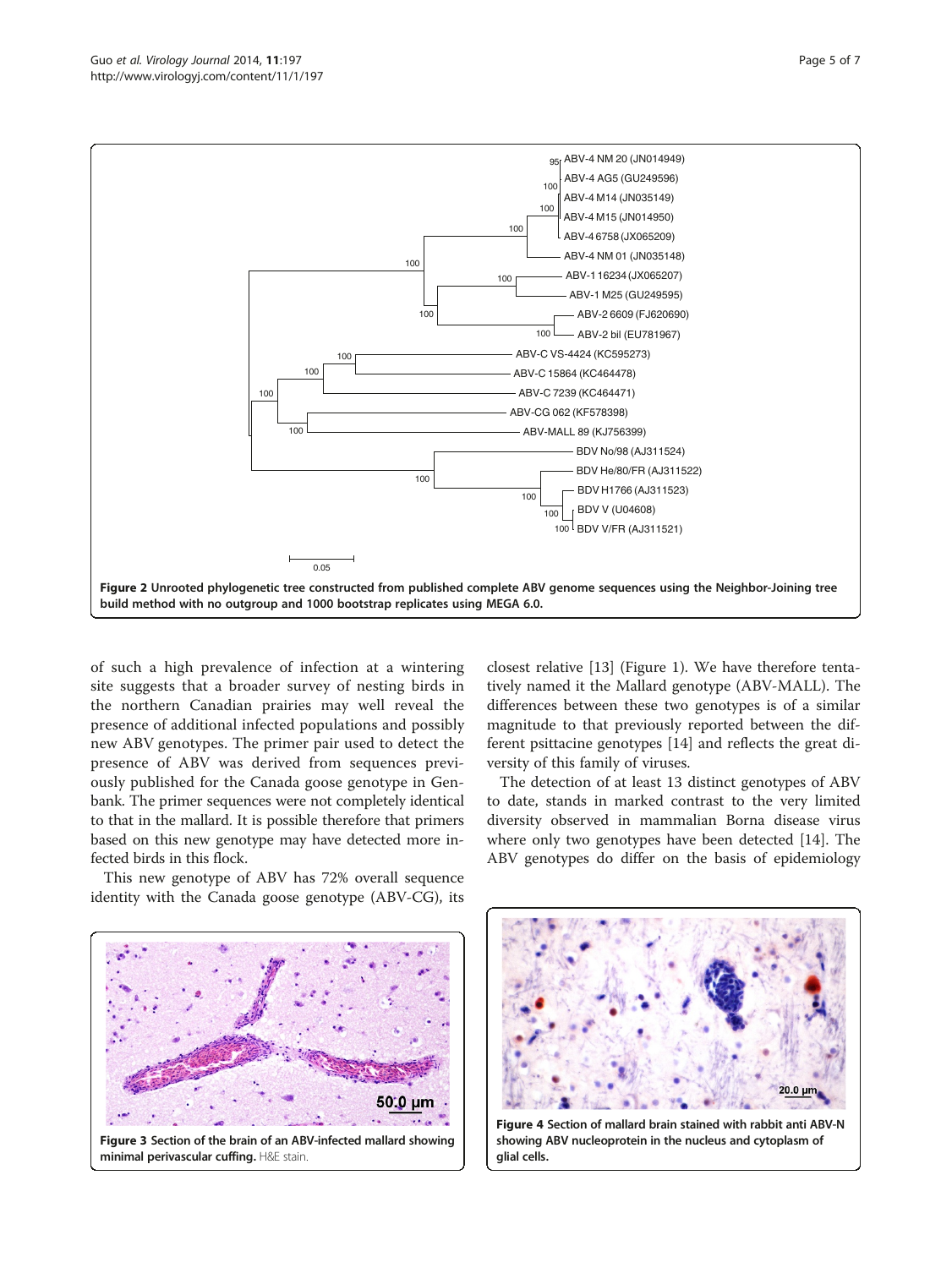**Figure 2 Unrooted phylogenetic tree constructed from published complete ABV genome sequences using the Neighbor-Joining tree build method with no outgroup and 1000 bootstrap replicates using MEGA 6.0.**

of such a high prevalence of infection at a wintering site suggests that a broader survey of nesting birds in the northern Canadian prairies may well reveal the presence of additional infected populations and possibly new ABV genotypes. The primer pair used to detect the presence of ABV was derived from sequences previously published for the Canada goose genotype in Genbank. The primer sequences were not completely identical to that in the mallard. It is possible therefore that primers based on this new genotype may have detected more infected birds in this flock.

This new genotype of ABV has 72% overall sequence identity with the Canada goose genotype (ABV-CG), its closest relative [13] (Figure 1). We have therefore tentatively named it the Mallard genotype (ABV-MALL). The differences between these two genotypes is of a similar magnitude to that previously reported between the different psittacine genotypes [14] and reflects the great diversity of this family of viruses.

The detection of at least 13 distinct genotypes of ABV to date, stands in marked contrast to the very limited diversity observed in mammalian Borna disease virus where only two genotypes have been detected [14]. The ABV genotypes do differ on the basis of epidemiology

**Figure 3 Section of the brain of an ABV-infected mallard showing minimal perivascular cuffing.** H&E stain.

**Figure 4 Section of mallard brain stained with rabbit anti ABV-N showing ABV nucleoprotein in the nucleus and cytoplasm of glial cells.**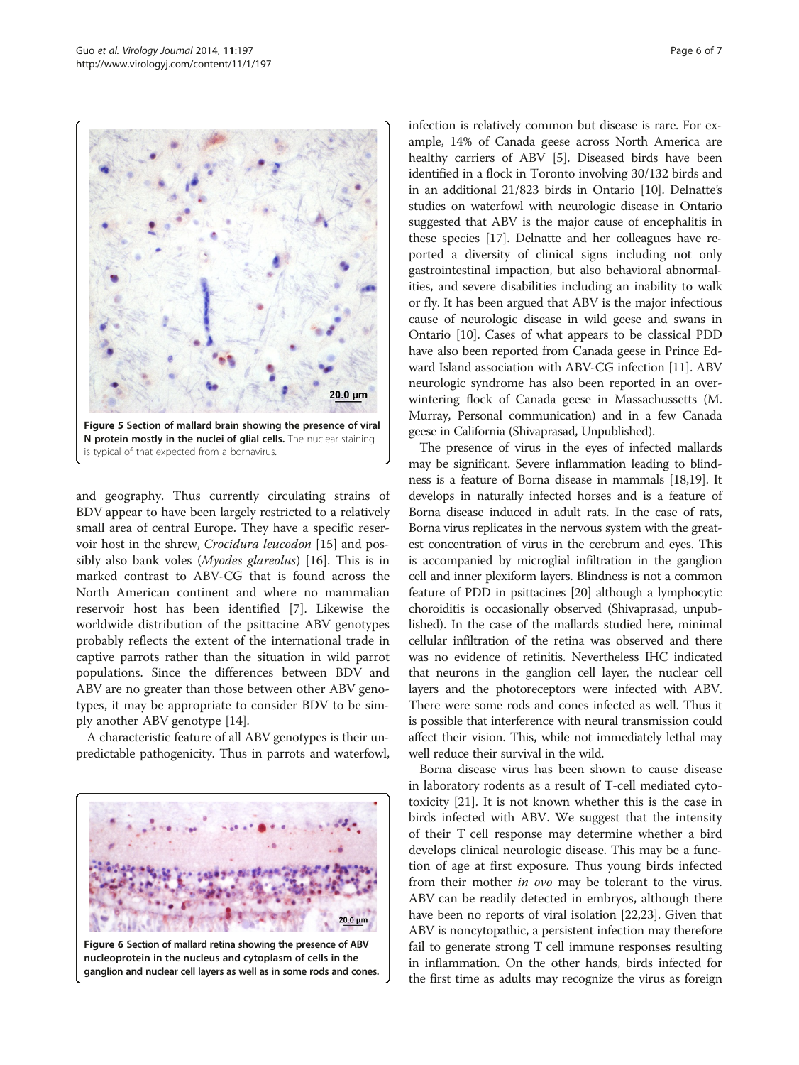Figure 5 Section of mallard brain showing the presence of viral N protein mostly in the nuclei of glial cells. The nuclear staining is typical of that expected from a bornavirus.

and geography. Thus currently circulating strains of BDV appear to have been largely restricted to a relatively small area of central Europe. They have a specific reservoir host in the shrew, *Crocidura leucodon* [15] and possibly also bank voles (*Myodes glareolus*) [16]. This is in marked contrast to ABV-CG that is found across the North American continent and where no mammalian reservoir host has been identified [7]. Likewise the worldwide distribution of the psittacine ABV genotypes probably reflects the extent of the international trade in captive parrots rather than the situation in wild parrot populations. Since the differences between BDV and ABV are no greater than those between other ABV genotypes, it may be appropriate to consider BDV to be simply another ABV genotype [14].

A characteristic feature of all ABV genotypes is their unpredictable pathogenicity. Thus in parrots and waterfowl, infection is relatively common but disease is rare. For example, 14% of Canada geese across North America are healthy carriers of ABV [5]. Diseased birds have been identified in a flock in Toronto involving 30/132 birds and in an additional 21/823 birds in Ontario [10]. Delnatte's studies on waterfowl with neurologic disease in Ontario suggested that ABV is the major cause of encephalitis in these species [17]. Delnatte and her colleagues have reported a diversity of clinical signs including not only gastrointestinal impaction, but also behavioral abnormalities, and severe disabilities including an inability to walk or fly. It has been argued that ABV is the major infectious cause of neurologic disease in wild geese and swans in Ontario [10]. Cases of what appears to be classical PDD have also been reported from Canada geese in Prince Edward Island association with ABV-CG infection [11]. ABV neurologic syndrome has also been reported in an overwintering flock of Canada geese in Massachussetts (M. Murray, Personal communication) and in a few Canada geese in California (Shivaprasad, Unpublished).

The presence of virus in the eyes of infected mallards may be significant. Severe inflammation leading to blindness is a feature of Borna disease in mammals [18,19]. It develops in naturally infected horses and is a feature of Borna disease induced in adult rats. In the case of rats, Borna virus replicates in the nervous system with the greatest concentration of virus in the cerebrum and eyes. This is accompanied by microglial infiltration in the ganglion cell and inner plexiform layers. Blindness is not a common feature of PDD in psittacines [20] although a lymphocytic choroiditis is occasionally observed (Shivaprasad, unpublished). In the case of the mallards studied here, minimal cellular infiltration of the retina was observed and there was no evidence of retinitis. Nevertheless IHC indicated that neurons in the ganglion cell layer, the nuclear cell layers and the photoreceptors were infected with ABV. There were some rods and cones infected as well. Thus it is possible that interference with neural transmission could affect their vision. This, while not immediately lethal may well reduce their survival in the wild.

Borna disease virus has been shown to cause disease in laboratory rodents as a result of T-cell mediated cytotoxicity [21]. It is not known whether this is the case in birds infected with ABV. We suggest that the intensity of their T cell response may determine whether a bird develops clinical neurologic disease. This may be a function of age at first exposure. Thus young birds infected from their mother *in ovo* may be tolerant to the virus. ABV can be readily detected in embryos, although there have been no reports of viral isolation [22,23]. Given that ABV is noncytopathic, a persistent infection may therefore fail to generate strong T cell immune responses resulting in inflammation. On the other hands, birds infected for the first time as adults may recognize the virus as foreign

Figure 6 Section of mallard retina showing the presence of ABV nucleoprotein in the nucleus and cytoplasm of cells in the ganglion and nuclear cell layers as well as in some rods and cones.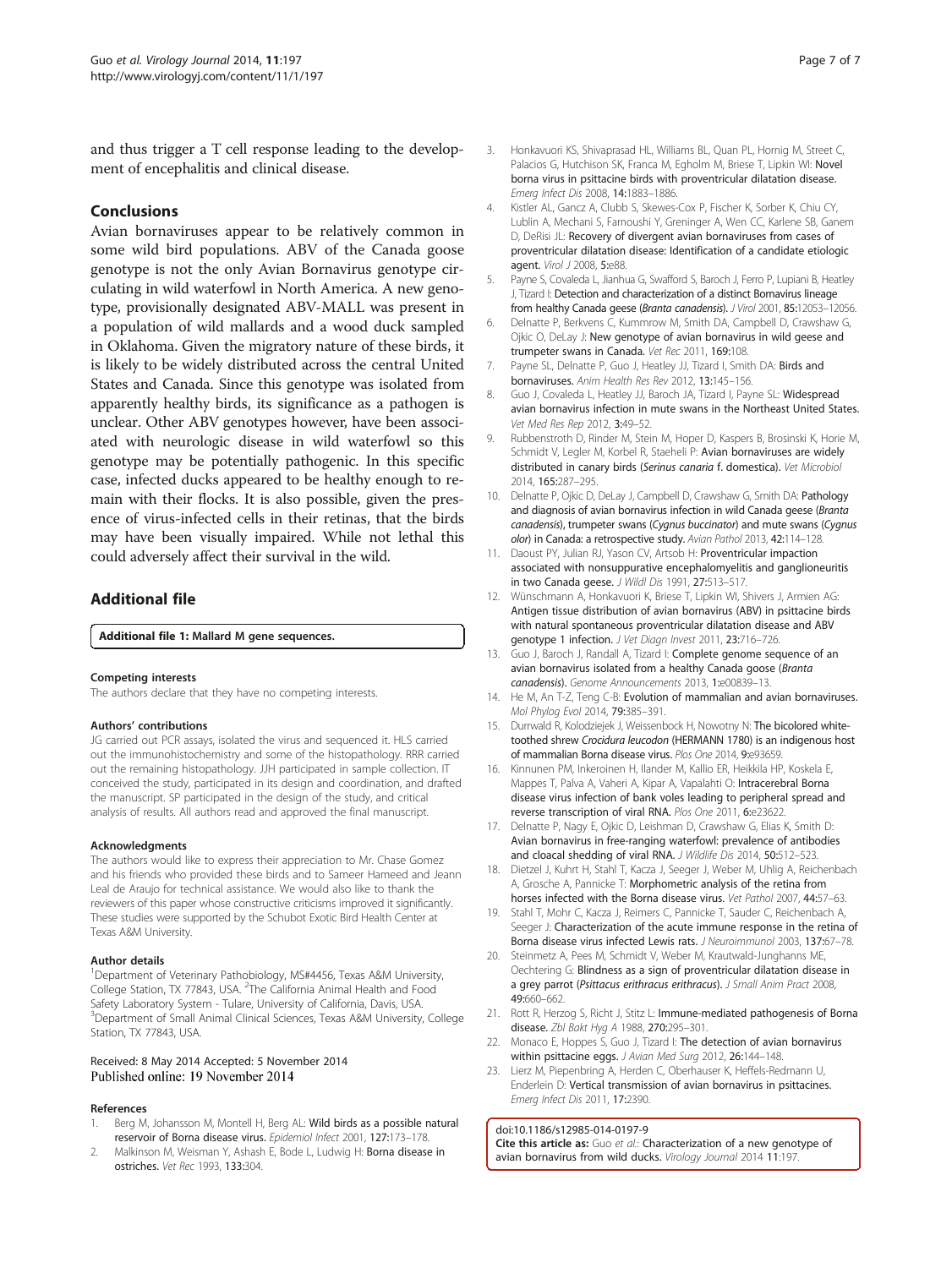and thus trigger a T cell response leading to the development of encephalitis and clinical disease.

## Conclusions

Avian bornaviruses appear to be relatively common in some wild bird populations. ABV of the Canada goose genotype is not the only Avian Bornavirus genotype circulating in wild waterfowl in North America. A new genotype, provisionally designated ABV-MALL was present in a population of wild mallards and a wood duck sampled in Oklahoma. Given the migratory nature of these birds, it is likely to be widely distributed across the central United States and Canada. Since this genotype was isolated from apparently healthy birds, its significance as a pathogen is unclear. Other ABV genotypes however, have been associated with neurologic disease in wild waterfowl so this genotype may be potentially pathogenic. In this specific case, infected ducks appeared to be healthy enough to remain with their flocks. It is also possible, given the presence of virus-infected cells in their retinas, that the birds may have been visually impaired. While not lethal this could adversely affect their survival in the wild.

## Additional file

**Additional file 1: Mallard M gene sequences.**

#### Competing interests

The authors declare that they have no competing interests.

#### Authors' contributions

JG carried out PCR assays, isolated the virus and sequenced it. HLS carried out the immunohistochemistry and some of the histopathology. RRR carried out the remaining histopathology. JJH participated in sample collection. IT conceived the study, participated in its design and coordination, and drafted the manuscript. SP participated in the design of the study, and critical analysis of results. All authors read and approved the final manuscript.

#### Acknowledgments

The authors would like to express their appreciation to Mr. Chase Gomez and his friends who provided these birds and to Sameer Hameed and Jeann Leal de Araujo for technical assistance. We would also like to thank the reviewers of this paper whose constructive criticisms improved it significantly. These studies were supported by the Schubot Exotic Bird Health Center at Texas A&M University.

#### Author details

[1]Department of Veterinary Pathobiology, MS#4456, Texas A&M University, College Station, TX 77843, USA. [2]The California Animal Health and Food Safety Laboratory System - Tulare, University of California, Davis, USA. [3]Department of Small Animal Clinical Sciences, Texas A&M University, College Station, TX 77843, USA.

Received: 8 May 2014 Accepted: 5 November 2014
Published online: 19 November 2014

#### References

1. Berg M, Johansson M, Montell H, Berg AL: **Wild birds as a possible natural reservoir of Borna disease virus.** *Epidemiol Infect* 2001, **127:**173–178.
2. Malkinson M, Weisman Y, Ashash E, Bode L, Ludwig H: **Borna disease in ostriches.** *Vet Rec* 1993, **133:**304.
3. Honkavuori KS, Shivaprasad HL, Williams BL, Quan PL, Hornig M, Street C, Palacios G, Hutchison SK, Franca M, Egholm M, Briese T, Lipkin WI: **Novel borna virus in psittacine birds with proventricular dilatation disease.** *Emerg Infect Dis* 2008, **14:**1883–1886.
4. Kistler AL, Gancz A, Clubb S, Skewes-Cox P, Fischer K, Sorber K, Chiu CY, Lublin A, Mechani S, Farnoushi Y, Greninger A, Wen CC, Karlene SB, Ganem D, DeRisi JL: **Recovery of divergent avian bornaviruses from cases of proventricular dilatation disease: Identification of a candidate etiologic agent.** *Virol J* 2008, **5:**e88.
5. Payne S, Covaleda L, Jianhua G, Swafford S, Baroch J, Ferro P, Lupiani B, Heatley J, Tizard I: **Detection and characterization of a distinct Bornavirus lineage from healthy Canada geese (*Branta canadensis*).** *J Virol* 2001, **85:**12053–12056.
6. Delnatte P, Berkvens C, Kummrow M, Smith DA, Campbell D, Crawshaw G, Ojkic O, DeLay J: **New genotype of avian bornavirus in wild geese and trumpeter swans in Canada.** *Vet Rec* 2011, **169:**108.
7. Payne SL, Delnatte P, Guo J, Heatley JJ, Tizard I, Smith DA: **Birds and bornaviruses.** *Anim Health Res Rev* 2012, **13:**145–156.
8. Guo J, Covaleda L, Heatley JJ, Baroch JA, Tizard I, Payne SL: **Widespread avian bornavirus infection in mute swans in the Northeast United States.** *Vet Med Res Rep* 2012, **3:**49–52.
9. Rubbenstroth D, Rinder M, Stein M, Hoper D, Kaspers B, Brosinski K, Horie M, Schmidt V, Legler M, Korbel R, Staeheli P: **Avian bornaviruses are widely distributed in canary birds (*Serinus canaria* f. domestica).** *Vet Microbiol* 2014, **165:**287–295.
10. Delnatte P, Ojkic D, DeLay J, Campbell D, Crawshaw G, Smith DA: **Pathology and diagnosis of avian bornavirus infection in wild Canada geese (*Branta canadensis*), trumpeter swans (*Cygnus buccinator*) and mute swans (*Cygnus olor*) in Canada: a retrospective study.** *Avian Pathol* 2013, **42:**114–128.
11. Daoust PY, Julian RJ, Yason CV, Artsob H: **Proventricular impaction associated with nonsuppurative encephalomyelitis and ganglioneuritis in two Canada geese.** *J Wildl Dis* 1991, **27:**513–517.
12. Wünschmann A, Honkavuori K, Briese T, Lipkin WI, Shivers J, Armien AG: **Antigen tissue distribution of avian bornavirus (ABV) in psittacine birds with natural spontaneous proventricular dilatation disease and ABV genotype 1 infection.** *J Vet Diagn Invest* 2011, **23:**716–726.
13. Guo J, Baroch J, Randall A, Tizard I: **Complete genome sequence of an avian bornavirus isolated from a healthy Canada goose (*Branta canadensis*).** *Genome Announcements* 2013, **1:**e00839–13.
14. He M, An T-Z, Teng C-B: **Evolution of mammalian and avian bornaviruses.** *Mol Phylog Evol* 2014, **79:**385–391.
15. Durrwald R, Kolodziejek J, Weissenbock H, Nowotny N: **The bicolored white-toothed shrew *Crocidura leucodon* (HERMANN 1780) is an indigenous host of mammalian Borna disease virus.** *Plos One* 2014, **9:**e93659.
16. Kinnunen PM, Inkeroinen H, Ilander M, Kallio ER, Heikkila HP, Koskela E, Mappes T, Palva A, Vaheri A, Kipar A, Vapalahti O: **Intracerebral Borna disease virus infection of bank voles leading to peripheral spread and reverse transcription of viral RNA.** *Plos One* 2011, **6:**e23622.
17. Delnatte P, Nagy E, Ojkic D, Leishman D, Crawshaw G, Elias K, Smith D: **Avian bornavirus in free-ranging waterfowl: prevalence of antibodies and cloacal shedding of viral RNA.** *J Wildlife Dis* 2014, **50:**512–523.
18. Dietzel J, Kuhrt H, Stahl T, Kacza J, Seeger J, Weber M, Uhlig A, Reichenbach A, Grosche A, Pannicke T: **Morphometric analysis of the retina from horses infected with the Borna disease virus.** *Vet Pathol* 2007, **44:**57–63.
19. Stahl T, Mohr C, Kacza J, Reimers C, Pannicke T, Sauder C, Reichenbach A, Seeger J: **Characterization of the acute immune response in the retina of Borna disease virus infected Lewis rats.** *J Neuroimmunol* 2003, **137:**67–78.
20. Steinmetz A, Pees M, Schmidt V, Weber M, Krautwald-Junghanns ME, Oechtering G: **Blindness as a sign of proventricular dilatation disease in a grey parrot (*Psittacus erithracus erithracus*).** *J Small Anim Pract* 2008, **49:**660–662.
21. Rott R, Herzog S, Richt J, Stitz L: **Immune-mediated pathogenesis of Borna disease.** *Zbl Bakt Hyg A* 1988, **270:**295–301.
22. Monaco E, Hoppes S, Guo J, Tizard I: **The detection of avian bornavirus within psittacine eggs.** *J Avian Med Surg* 2012, **26:**144–148.
23. Lierz M, Piepenbring A, Herden C, Oberhauser K, Heffels-Redmann U, Enderlein D: **Vertical transmission of avian bornavirus in psittacines.** *Emerg Infect Dis* 2011, **17:**2390.

doi:10.1186/s12985-014-0197-9
**Cite this article as:** Guo *et al.*: Characterization of a new genotype of avian bornavirus from wild ducks. *Virology Journal* 2014 11:197.